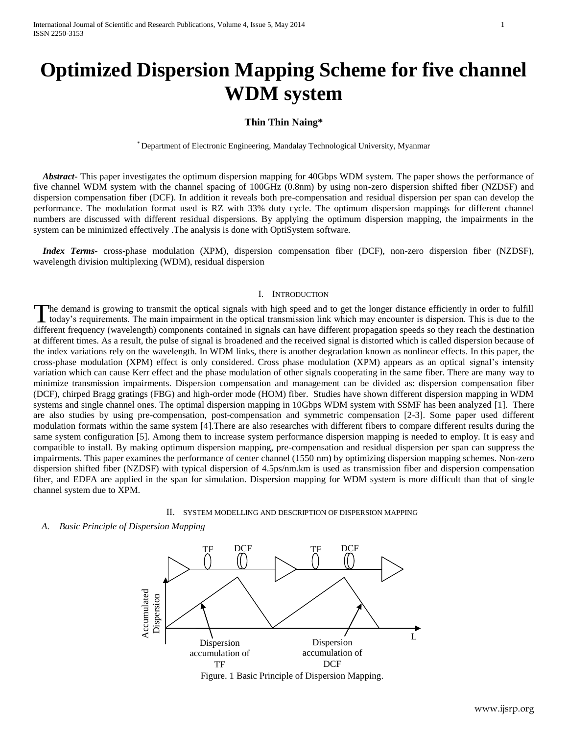# Optimized Dispersion Mapping Scheme for five channel WDM system

**Thin Thin Naing***

\* Department of Electronic Engineering, Mandalay Technological University, Myanmar

***Abstract***- This paper investigates the optimum dispersion mapping for 40Gbps WDM system. The paper shows the performance of five channel WDM system with the channel spacing of 100GHz (0.8nm) by using non-zero dispersion shifted fiber (NZDSF) and dispersion compensation fiber (DCF). In addition it reveals both pre-compensation and residual dispersion per span can develop the performance. The modulation format used is RZ with 33% duty cycle. The optimum dispersion mappings for different channel numbers are discussed with different residual dispersions. By applying the optimum dispersion mapping, the impairments in the system can be minimized effectively .The analysis is done with OptiSystem software.

***Index Terms***- cross-phase modulation (XPM), dispersion compensation fiber (DCF), non-zero dispersion fiber (NZDSF), wavelength division multiplexing (WDM), residual dispersion

## I. Introduction

The demand is growing to transmit the optical signals with high speed and to get the longer distance efficiently in order to fulfill today's requirements. The main impairment in the optical transmission link which may encounter is dispersion. This is due to the different frequency (wavelength) components contained in signals can have different propagation speeds so they reach the destination at different times. As a result, the pulse of signal is broadened and the received signal is distorted which is called dispersion because of the index variations rely on the wavelength. In WDM links, there is another degradation known as nonlinear effects. In this paper, the cross-phase modulation (XPM) effect is only considered. Cross phase modulation (XPM) appears as an optical signal's intensity variation which can cause Kerr effect and the phase modulation of other signals cooperating in the same fiber. There are many way to minimize transmission impairments. Dispersion compensation and management can be divided as: dispersion compensation fiber (DCF), chirped Bragg gratings (FBG) and high-order mode (HOM) fiber. Studies have shown different dispersion mapping in WDM systems and single channel ones. The optimal dispersion mapping in 10Gbps WDM system with SSMF has been analyzed [1]. There are also studies by using pre-compensation, post-compensation and symmetric compensation [2-3]. Some paper used different modulation formats within the same system [4].There are also researches with different fibers to compare different results during the same system configuration [5]. Among them to increase system performance dispersion mapping is needed to employ. It is easy and compatible to install. By making optimum dispersion mapping, pre-compensation and residual dispersion per span can suppress the impairments. This paper examines the performance of center channel (1550 nm) by optimizing dispersion mapping schemes. Non-zero dispersion shifted fiber (NZDSF) with typical dispersion of 4.5ps/nm.km is used as transmission fiber and dispersion compensation fiber, and EDFA are applied in the span for simulation. Dispersion mapping for WDM system is more difficult than that of single channel system due to XPM.

## II. System Modelling and Description of Dispersion Mapping

### *A. Basic Principle of Dispersion Mapping*

Figure. 1 Basic Principle of Dispersion Mapping.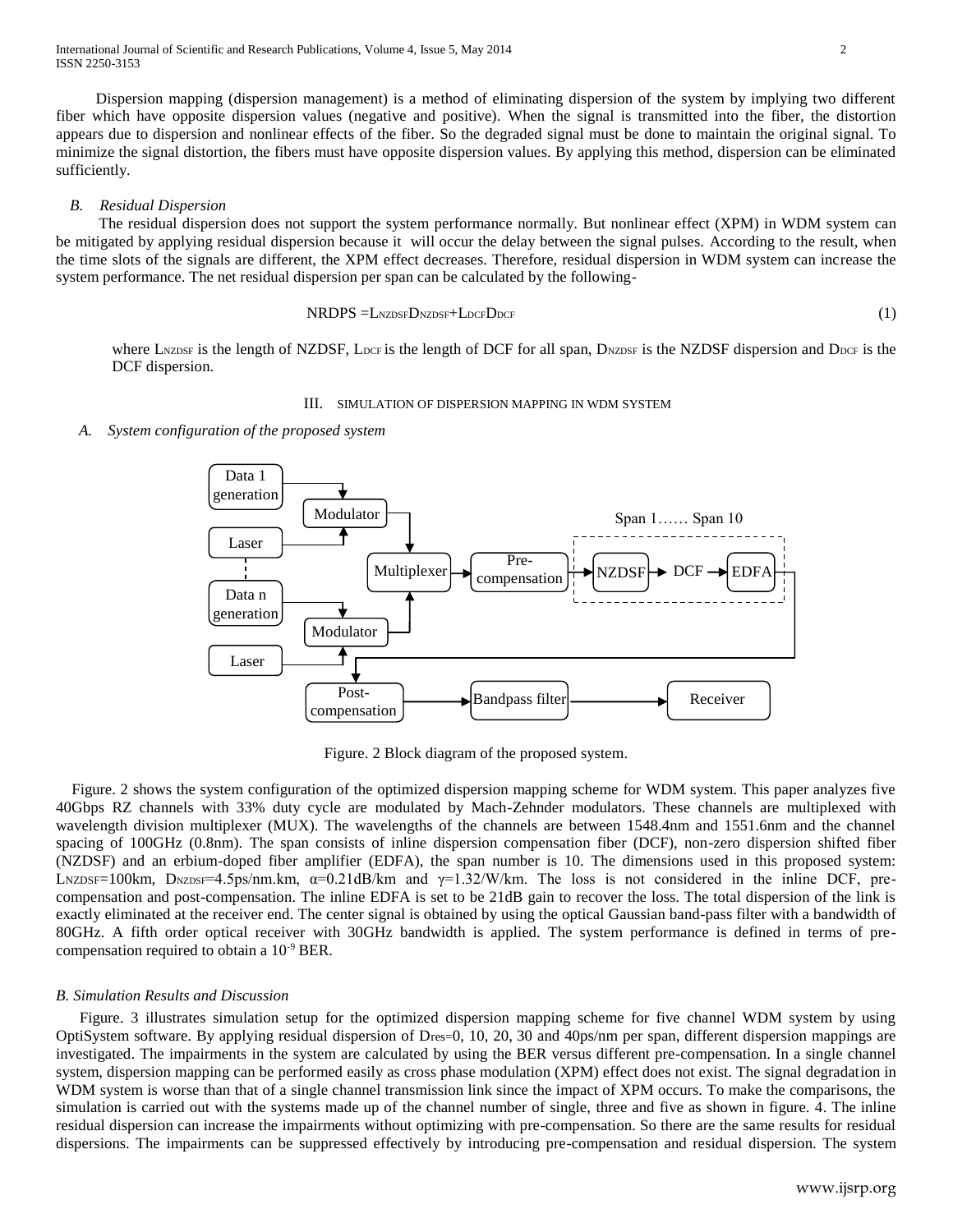Dispersion mapping (dispersion management) is a method of eliminating dispersion of the system by implying two different fiber which have opposite dispersion values (negative and positive). When the signal is transmitted into the fiber, the distortion appears due to dispersion and nonlinear effects of the fiber. So the degraded signal must be done to maintain the original signal. To minimize the signal distortion, the fibers must have opposite dispersion values. By applying this method, dispersion can be eliminated sufficiently.

### *B. Residual Dispersion*

The residual dispersion does not support the system performance normally. But nonlinear effect (XPM) in WDM system can be mitigated by applying residual dispersion because it will occur the delay between the signal pulses. According to the result, when the time slots of the signals are different, the XPM effect decreases. Therefore, residual dispersion in WDM system can increase the system performance. The net residual dispersion per span can be calculated by the following-

$$NRDPS = L_{NZDSF}D_{NZDSF}+L_{DCF}D_{DCF} \tag{1}$$

where $L_{NZDSF}$ is the length of NZDSF, $L_{DCF}$ is the length of DCF for all span, $D_{NZDSF}$ is the NZDSF dispersion and $D_{DCF}$ is the DCF dispersion.

## III. SIMULATION OF DISPERSION MAPPING IN WDM SYSTEM

### *A. System configuration of the proposed system*

Figure. 2 Block diagram of the proposed system.

Figure. 2 shows the system configuration of the optimized dispersion mapping scheme for WDM system. This paper analyzes five 40Gbps RZ channels with 33% duty cycle are modulated by Mach-Zehnder modulators. These channels are multiplexed with wavelength division multiplexer (MUX). The wavelengths of the channels are between 1548.4nm and 1551.6nm and the channel spacing of 100GHz (0.8nm). The span consists of inline dispersion compensation fiber (DCF), non-zero dispersion shifted fiber (NZDSF) and an erbium-doped fiber amplifier (EDFA), the span number is 10. The dimensions used in this proposed system: $L_{NZDSF}$=100km, $D_{NZDSF}$=4.5ps/nm.km, $\alpha$=0.21dB/km and $\gamma$=1.32/W/km. The loss is not considered in the inline DCF, pre-compensation and post-compensation. The inline EDFA is set to be 21dB gain to recover the loss. The total dispersion of the link is exactly eliminated at the receiver end. The center signal is obtained by using the optical Gaussian band-pass filter with a bandwidth of 80GHz. A fifth order optical receiver with 30GHz bandwidth is applied. The system performance is defined in terms of pre-compensation required to obtain a $10^{-9}$ BER.

### *B. Simulation Results and Discussion*

Figure. 3 illustrates simulation setup for the optimized dispersion mapping scheme for five channel WDM system by using OptiSystem software. By applying residual dispersion of $D_{res}$=0, 10, 20, 30 and 40ps/nm per span, different dispersion mappings are investigated. The impairments in the system are calculated by using the BER versus different pre-compensation. In a single channel system, dispersion mapping can be performed easily as cross phase modulation (XPM) effect does not exist. The signal degradation in WDM system is worse than that of a single channel transmission link since the impact of XPM occurs. To make the comparisons, the simulation is carried out with the systems made up of the channel number of single, three and five as shown in figure. 4. The inline residual dispersion can increase the impairments without optimizing with pre-compensation. So there are the same results for residual dispersions. The impairments can be suppressed effectively by introducing pre-compensation and residual dispersion. The system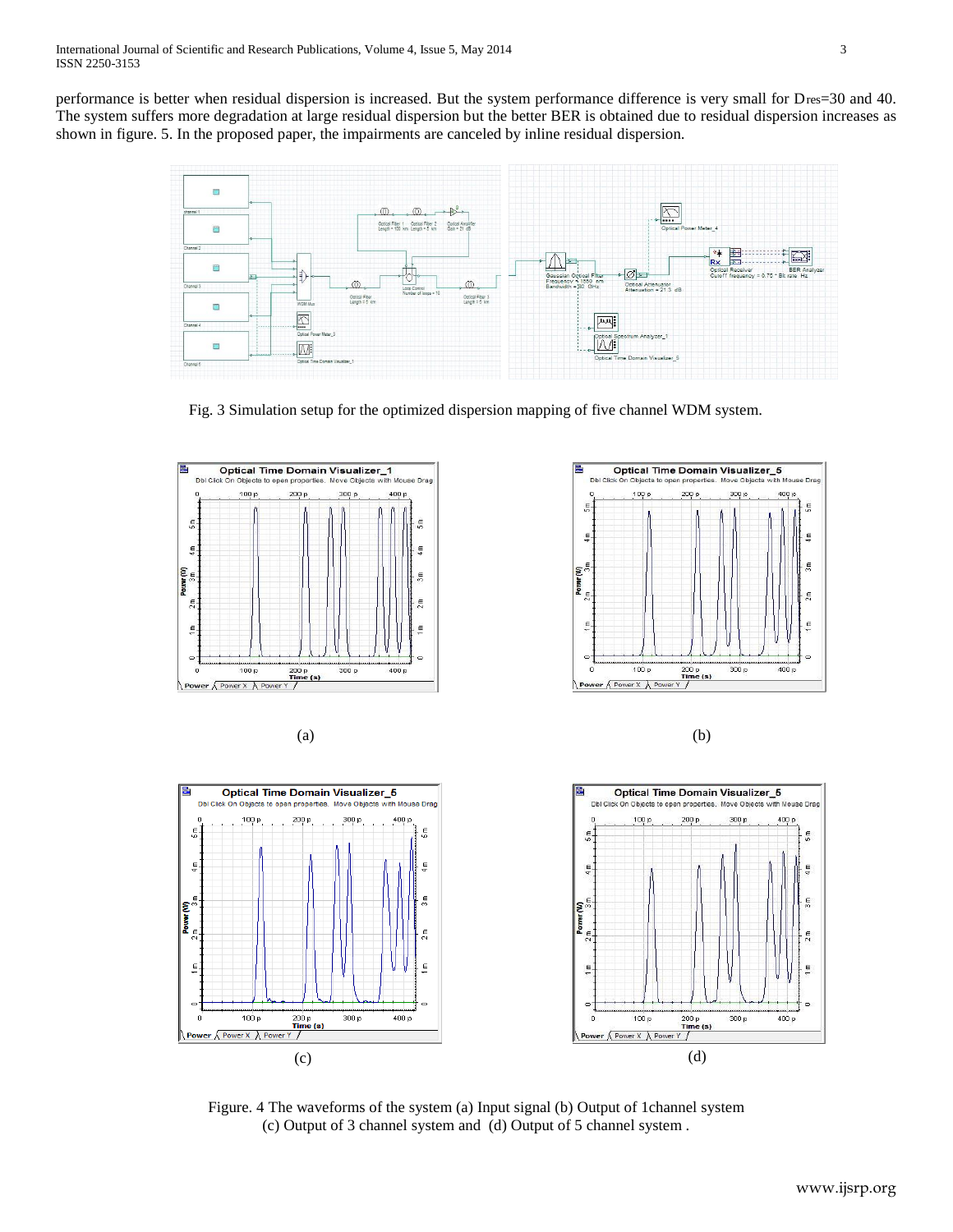performance is better when residual dispersion is increased. But the system performance difference is very small for $D_{res}$=30 and 40. The system suffers more degradation at large residual dispersion but the better BER is obtained due to residual dispersion increases as shown in figure. 5. In the proposed paper, the impairments are canceled by inline residual dispersion.

Fig. 3 Simulation setup for the optimized dispersion mapping of five channel WDM system.

(a) (b)

(c) (d)

Figure. 4 The waveforms of the system (a) Input signal (b) Output of 1channel system (c) Output of 3 channel system and (d) Output of 5 channel system .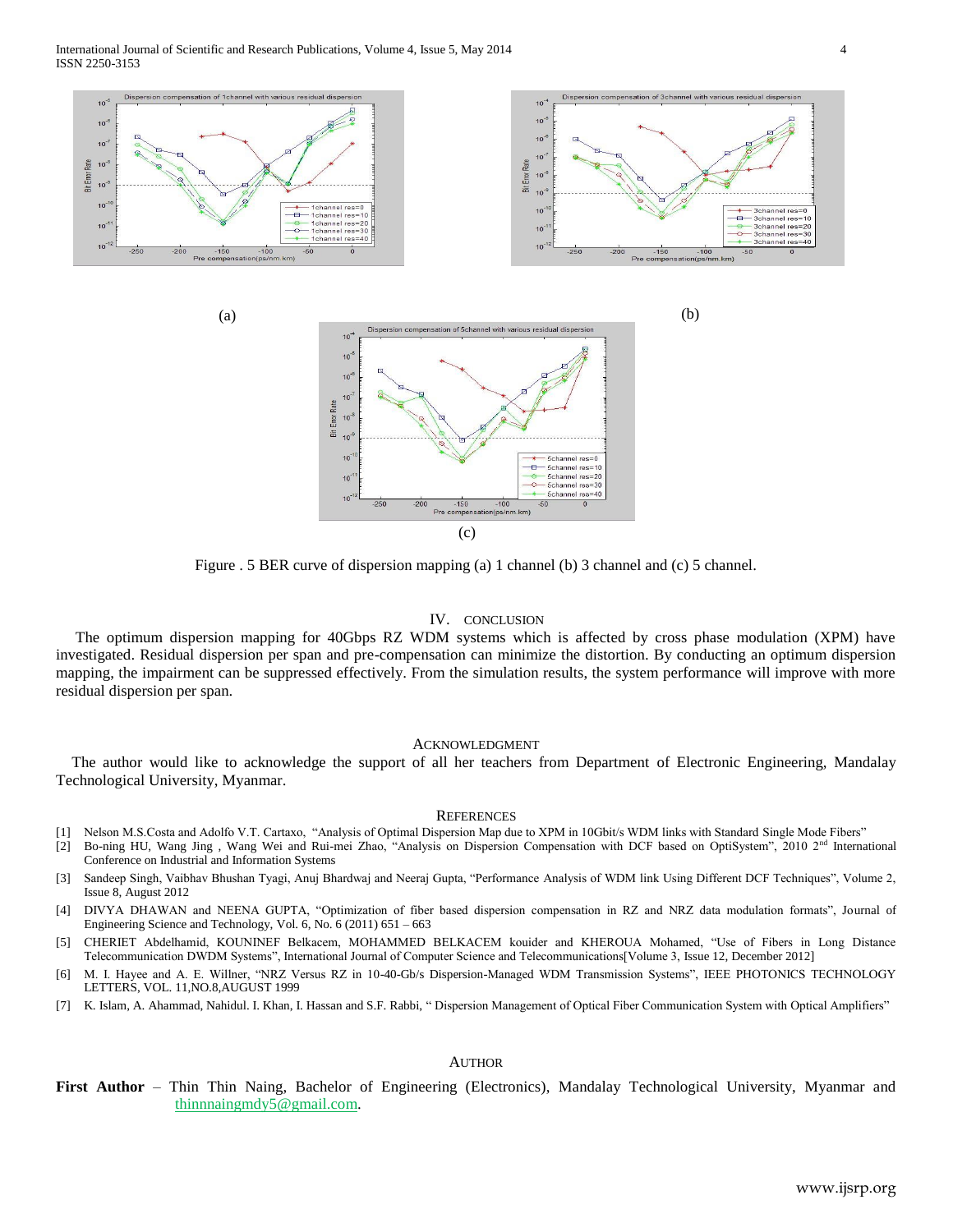Dispersion compensation of 1channel with various residual dispersion

Bit Error Rate

Pre compensation(ps/nm.km)

1channel res=0
1channel res=10
1channel res=20
1channel res=30
1channel res=40

(a)

Dispersion compensation of 3channel with various residual dispersion

Bit Error Rate

Pre compensation(ps/nm.km)

3channel res=0
3channel res=10
3channel res=20
3channel res=30
3channel res=40

(b)

Dispersion compensation of 5channel with various residual dispersion

Bit Error Rate

Pre compensation(ps/nm.km)

5channel res=0
5channel res=10
5channel res=20
5channel res=30
5channel res=40

(c)

Figure . 5 BER curve of dispersion mapping (a) 1 channel (b) 3 channel and (c) 5 channel.

## IV. CONCLUSION

The optimum dispersion mapping for 40Gbps RZ WDM systems which is affected by cross phase modulation (XPM) have investigated. Residual dispersion per span and pre-compensation can minimize the distortion. By conducting an optimum dispersion mapping, the impairment can be suppressed effectively. From the simulation results, the system performance will improve with more residual dispersion per span.

## ACKNOWLEDGMENT

The author would like to acknowledge the support of all her teachers from Department of Electronic Engineering, Mandalay Technological University, Myanmar.

## REFERENCES

[1] Nelson M.S.Costa and Adolfo V.T. Cartaxo, "Analysis of Optimal Dispersion Map due to XPM in 10Gbit/s WDM links with Standard Single Mode Fibers"

[2] Bo-ning HU, Wang Jing , Wang Wei and Rui-mei Zhao, "Analysis on Dispersion Compensation with DCF based on OptiSystem", 2010 2nd International Conference on Industrial and Information Systems

[3] Sandeep Singh, Vaibhav Bhushan Tyagi, Anuj Bhardwaj and Neeraj Gupta, "Performance Analysis of WDM link Using Different DCF Techniques", Volume 2, Issue 8, August 2012

[4] DIVYA DHAWAN and NEENA GUPTA, "Optimization of fiber based dispersion compensation in RZ and NRZ data modulation formats", Journal of Engineering Science and Technology, Vol. 6, No. 6 (2011) 651 – 663

[5] CHERIET Abdelhamid, KOUNINEF Belkacem, MOHAMMED BELKACEM kouider and KHEROUA Mohamed, "Use of Fibers in Long Distance Telecommunication DWDM Systems", International Journal of Computer Science and Telecommunications[Volume 3, Issue 12, December 2012]

[6] M. I. Hayee and A. E. Willner, "NRZ Versus RZ in 10-40-Gb/s Dispersion-Managed WDM Transmission Systems", IEEE PHOTONICS TECHNOLOGY LETTERS, VOL. 11,NO.8,AUGUST 1999

[7] K. Islam, A. Ahammad, Nahidul. I. Khan, I. Hassan and S.F. Rabbi, " Dispersion Management of Optical Fiber Communication System with Optical Amplifiers"

## AUTHOR

**First Author** – Thin Thin Naing, Bachelor of Engineering (Electronics), Mandalay Technological University, Myanmar and thinnnaingmdy5@gmail.com.